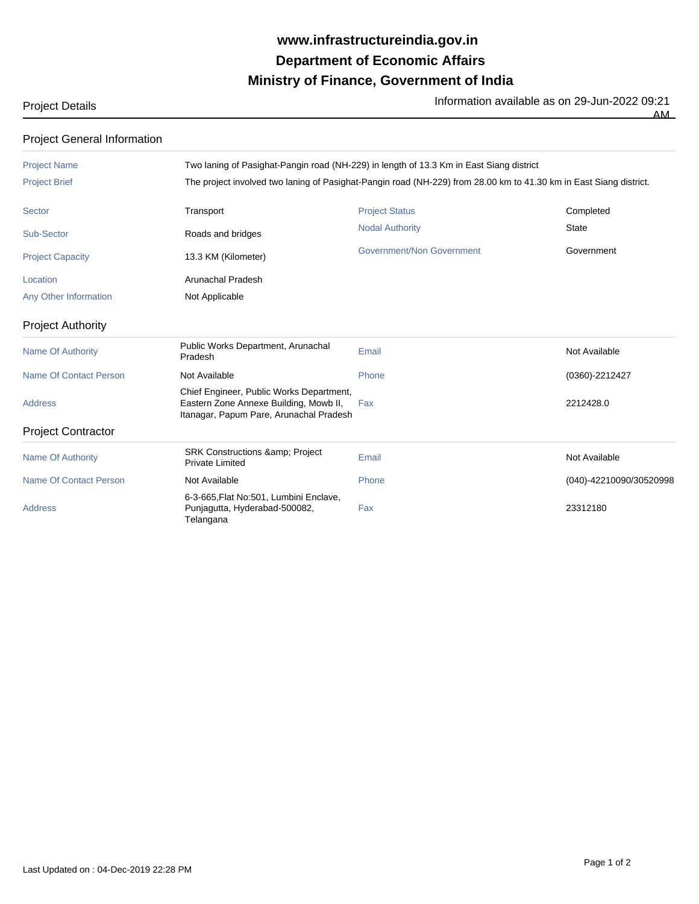# www.infrastructureindia.gov.in
# Department of Economic Affairs
# Ministry of Finance, Government of India

Project Details

Information available as on 29-Jun-2022 09:21 AM

## Project General Information

| | |
|---|---|
| Project Name | Two laning of Pasighat-Pangin road (NH-229) in length of 13.3 Km in East Siang district |
| Project Brief | The project involved two laning of Pasighat-Pangin road (NH-229) from 28.00 km to 41.30 km in East Siang district. |

| | | | |
|---|---|---|---|
| Sector | Transport | Project Status | Completed |
| Sub-Sector | Roads and bridges | Nodal Authority | State |
| Project Capacity | 13.3 KM (Kilometer) | Government/Non Government | Government |
| Location | Arunachal Pradesh | | |
| Any Other Information | Not Applicable | | |

## Project Authority

| | | | |
|---|---|---|---|
| Name Of Authority | Public Works Department, Arunachal Pradesh | Email | Not Available |
| Name Of Contact Person | Not Available | Phone | (0360)-2212427 |
| Address | Chief Engineer, Public Works Department, Eastern Zone Annexe Building, Mowb II, Itanagar, Papum Pare, Arunachal Pradesh | Fax | 2212428.0 |

## Project Contractor

| | | | |
|---|---|---|---|
| Name Of Authority | SRK Constructions &amp; Project Private Limited | Email | Not Available |
| Name Of Contact Person | Not Available | Phone | (040)-42210090/30520998 |
| Address | 6-3-665,Flat No:501, Lumbini Enclave, Punjagutta, Hyderabad-500082, Telangana | Fax | 23312180 |

Last Updated on : 04-Dec-2019 22:28 PM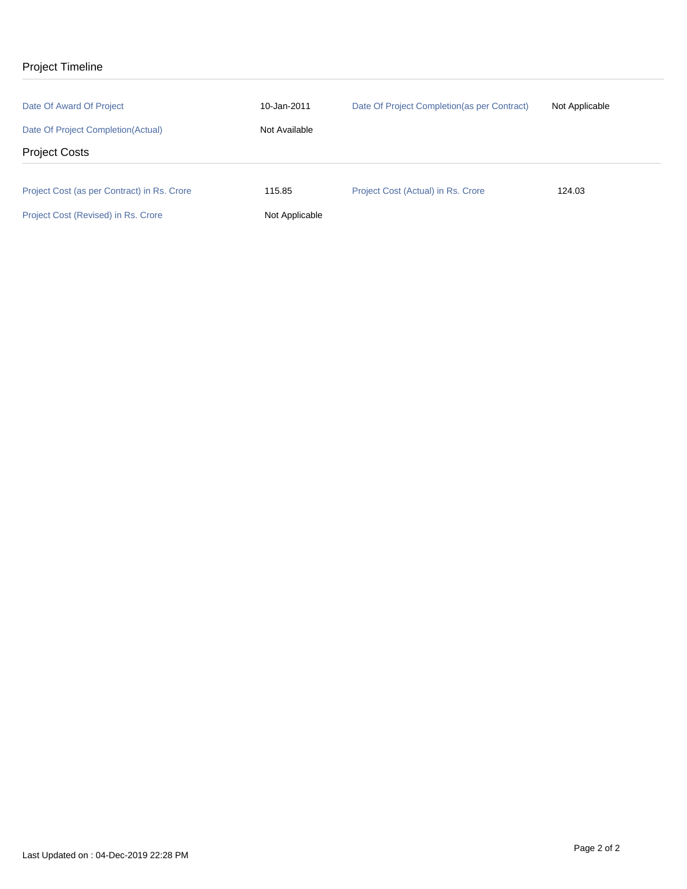## Project Timeline

| | | | |
|---|---|---|---|
| Date Of Award Of Project | 10-Jan-2011 | Date Of Project Completion(as per Contract) | Not Applicable |
| Date Of Project Completion(Actual) | Not Available | | |

## Project Costs

| | | | |
|---|---|---|---|
| Project Cost (as per Contract) in Rs. Crore | 115.85 | Project Cost (Actual) in Rs. Crore | 124.03 |
| Project Cost (Revised) in Rs. Crore | Not Applicable | | |

Last Updated on : 04-Dec-2019 22:28 PM